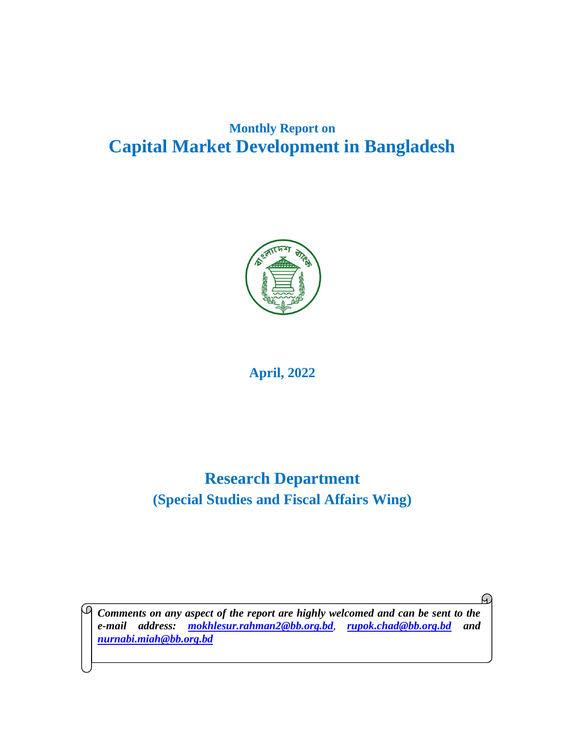**Monthly Report on**

# Capital Market Development in Bangladesh

**April, 2022**

## Research Department

### (Special Studies and Fiscal Affairs Wing)

***Comments on any aspect of the report are highly welcomed and can be sent to the e-mail address: mokhlesur.rahman2@bb.org.bd, rupok.chad@bb.org.bd and nurnabi.miah@bb.org.bd***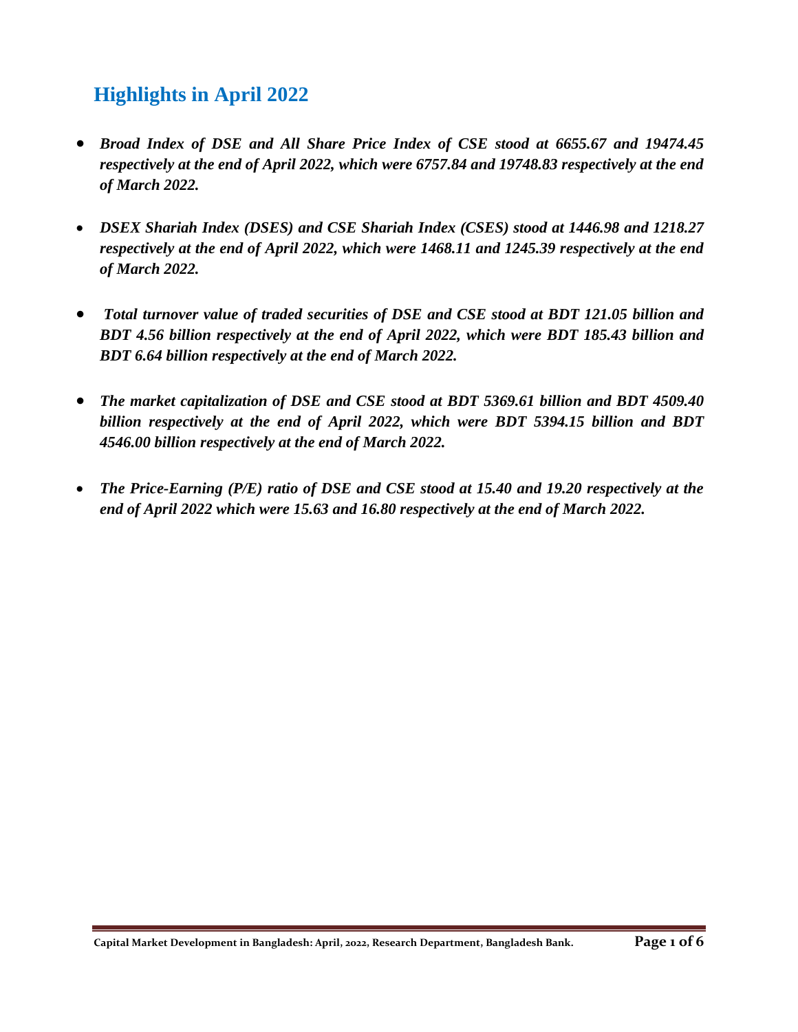## Highlights in April 2022

- ***Broad Index of DSE and All Share Price Index of CSE stood at 6655.67 and 19474.45 respectively at the end of April 2022, which were 6757.84 and 19748.83 respectively at the end of March 2022.***

- ***DSEX Shariah Index (DSES) and CSE Shariah Index (CSES) stood at 1446.98 and 1218.27 respectively at the end of April 2022, which were 1468.11 and 1245.39 respectively at the end of March 2022.***

- ***Total turnover value of traded securities of DSE and CSE stood at BDT 121.05 billion and BDT 4.56 billion respectively at the end of April 2022, which were BDT 185.43 billion and BDT 6.64 billion respectively at the end of March 2022.***

- ***The market capitalization of DSE and CSE stood at BDT 5369.61 billion and BDT 4509.40 billion respectively at the end of April 2022, which were BDT 5394.15 billion and BDT 4546.00 billion respectively at the end of March 2022.***

- ***The Price-Earning (P/E) ratio of DSE and CSE stood at 15.40 and 19.20 respectively at the end of April 2022 which were 15.63 and 16.80 respectively at the end of March 2022.***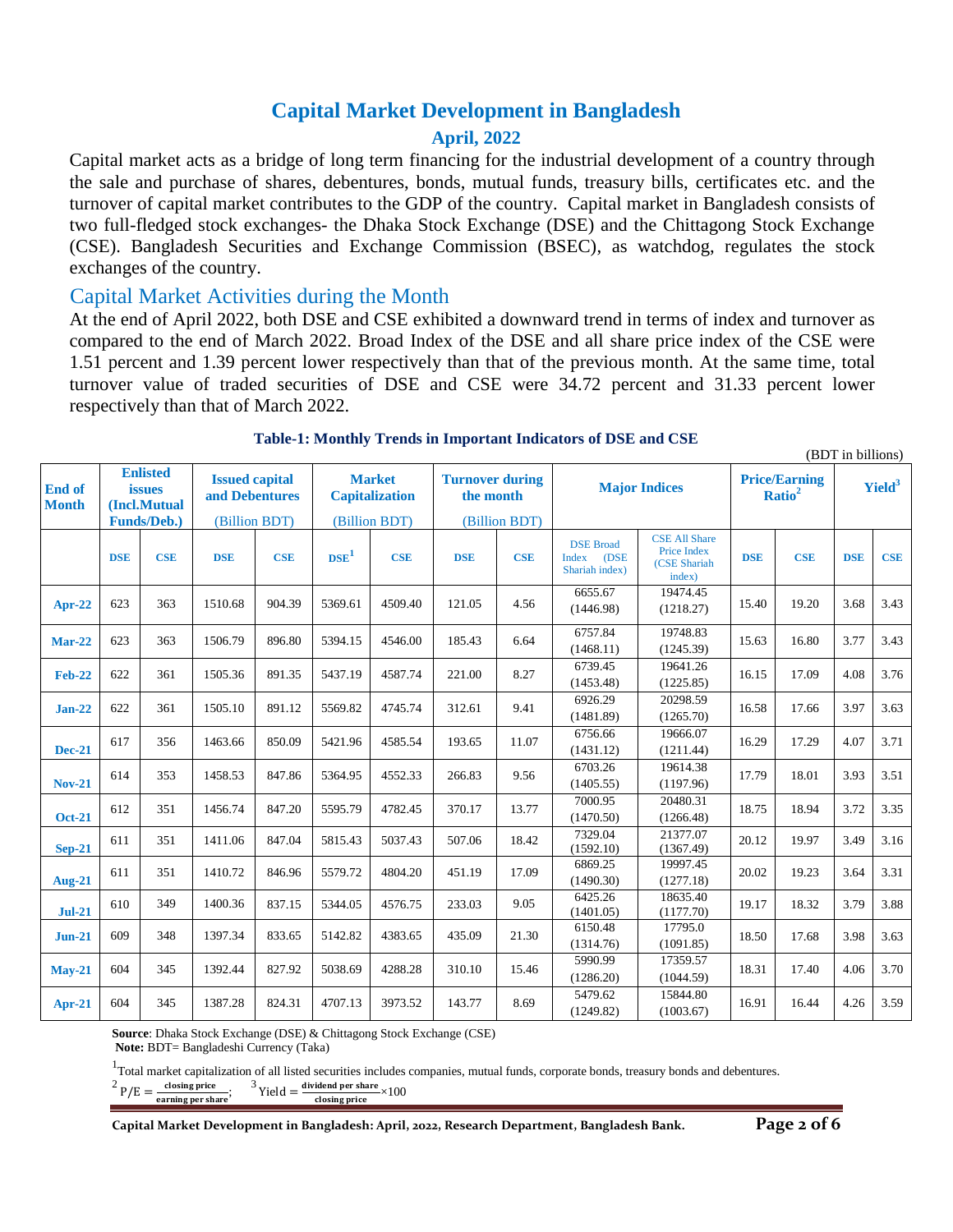# Capital Market Development in Bangladesh

## April, 2022

Capital market acts as a bridge of long term financing for the industrial development of a country through the sale and purchase of shares, debentures, bonds, mutual funds, treasury bills, certificates etc. and the turnover of capital market contributes to the GDP of the country. Capital market in Bangladesh consists of two full-fledged stock exchanges- the Dhaka Stock Exchange (DSE) and the Chittagong Stock Exchange (CSE). Bangladesh Securities and Exchange Commission (BSEC), as watchdog, regulates the stock exchanges of the country.

## Capital Market Activities during the Month

At the end of April 2022, both DSE and CSE exhibited a downward trend in terms of index and turnover as compared to the end of March 2022. Broad Index of the DSE and all share price index of the CSE were 1.51 percent and 1.39 percent lower respectively than that of the previous month. At the same time, total turnover value of traded securities of DSE and CSE were 34.72 percent and 31.33 percent lower respectively than that of March 2022.

**Table-1: Monthly Trends in Important Indicators of DSE and CSE**

(BDT in billions)

| End of Month | Enlisted issues (Incl.Mutual Funds/Deb.) | | Issued capital and Debentures (Billion BDT) | | Market Capitalization (Billion BDT) | | Turnover during the month (Billion BDT) | | Major Indices | | Price/Earning Ratio[2] | | Yield[3] | |
|---|---|---|---|---|---|---|---|---|---|---|---|---|---|---|
| | DSE | CSE | DSE | CSE | DSE[1] | CSE | DSE | CSE | DSE Broad Index (DSE Shariah index) | CSE All Share Price Index (CSE Shariah index) | DSE | CSE | DSE | CSE |
| Apr-22 | 623 | 363 | 1510.68 | 904.39 | 5369.61 | 4509.40 | 121.05 | 4.56 | 6655.67 (1446.98) | 19474.45 (1218.27) | 15.40 | 19.20 | 3.68 | 3.43 |
| Mar-22 | 623 | 363 | 1506.79 | 896.80 | 5394.15 | 4546.00 | 185.43 | 6.64 | 6757.84 (1468.11) | 19748.83 (1245.39) | 15.63 | 16.80 | 3.77 | 3.43 |
| Feb-22 | 622 | 361 | 1505.36 | 891.35 | 5437.19 | 4587.74 | 221.00 | 8.27 | 6739.45 (1453.48) | 19641.26 (1225.85) | 16.15 | 17.09 | 4.08 | 3.76 |
| Jan-22 | 622 | 361 | 1505.10 | 891.12 | 5569.82 | 4745.74 | 312.61 | 9.41 | 6926.29 (1481.89) | 20298.59 (1265.70) | 16.58 | 17.66 | 3.97 | 3.63 |
| Dec-21 | 617 | 356 | 1463.66 | 850.09 | 5421.96 | 4585.54 | 193.65 | 11.07 | 6756.66 (1431.12) | 19666.07 (1211.44) | 16.29 | 17.29 | 4.07 | 3.71 |
| Nov-21 | 614 | 353 | 1458.53 | 847.86 | 5364.95 | 4552.33 | 266.83 | 9.56 | 6703.26 (1405.55) | 19614.38 (1197.96) | 17.79 | 18.01 | 3.93 | 3.51 |
| Oct-21 | 612 | 351 | 1456.74 | 847.20 | 5595.79 | 4782.45 | 370.17 | 13.77 | 7000.95 (1470.50) | 20480.31 (1266.48) | 18.75 | 18.94 | 3.72 | 3.35 |
| Sep-21 | 611 | 351 | 1411.06 | 847.04 | 5815.43 | 5037.43 | 507.06 | 18.42 | 7329.04 (1592.10) | 21377.07 (1367.49) | 20.12 | 19.97 | 3.49 | 3.16 |
| Aug-21 | 611 | 351 | 1410.72 | 846.96 | 5579.72 | 4804.20 | 451.19 | 17.09 | 6869.25 (1490.30) | 19997.45 (1277.18) | 20.02 | 19.23 | 3.64 | 3.31 |
| Jul-21 | 610 | 349 | 1400.36 | 837.15 | 5344.05 | 4576.75 | 233.03 | 9.05 | 6425.26 (1401.05) | 18635.40 (1177.70) | 19.17 | 18.32 | 3.79 | 3.88 |
| Jun-21 | 609 | 348 | 1397.34 | 833.65 | 5142.82 | 4383.65 | 435.09 | 21.30 | 6150.48 (1314.76) | 17795.0 (1091.85) | 18.50 | 17.68 | 3.98 | 3.63 |
| May-21 | 604 | 345 | 1392.44 | 827.92 | 5038.69 | 4288.28 | 310.10 | 15.46 | 5990.99 (1286.20) | 17359.57 (1044.59) | 18.31 | 17.40 | 4.06 | 3.70 |
| Apr-21 | 604 | 345 | 1387.28 | 824.31 | 4707.13 | 3973.52 | 143.77 | 8.69 | 5479.62 (1249.82) | 15844.80 (1003.67) | 16.91 | 16.44 | 4.26 | 3.59 |

**Source**: Dhaka Stock Exchange (DSE) & Chittagong Stock Exchange (CSE)
**Note:** BDT= Bangladeshi Currency (Taka)

[1] Total market capitalization of all listed securities includes companies, mutual funds, corporate bonds, treasury bonds and debentures.

[2] $P/E = \frac{\text{closing price}}{\text{earning per share}}$; [3] $\text{Yield} = \frac{\text{dividend per share}}{\text{closing price}} \times 100$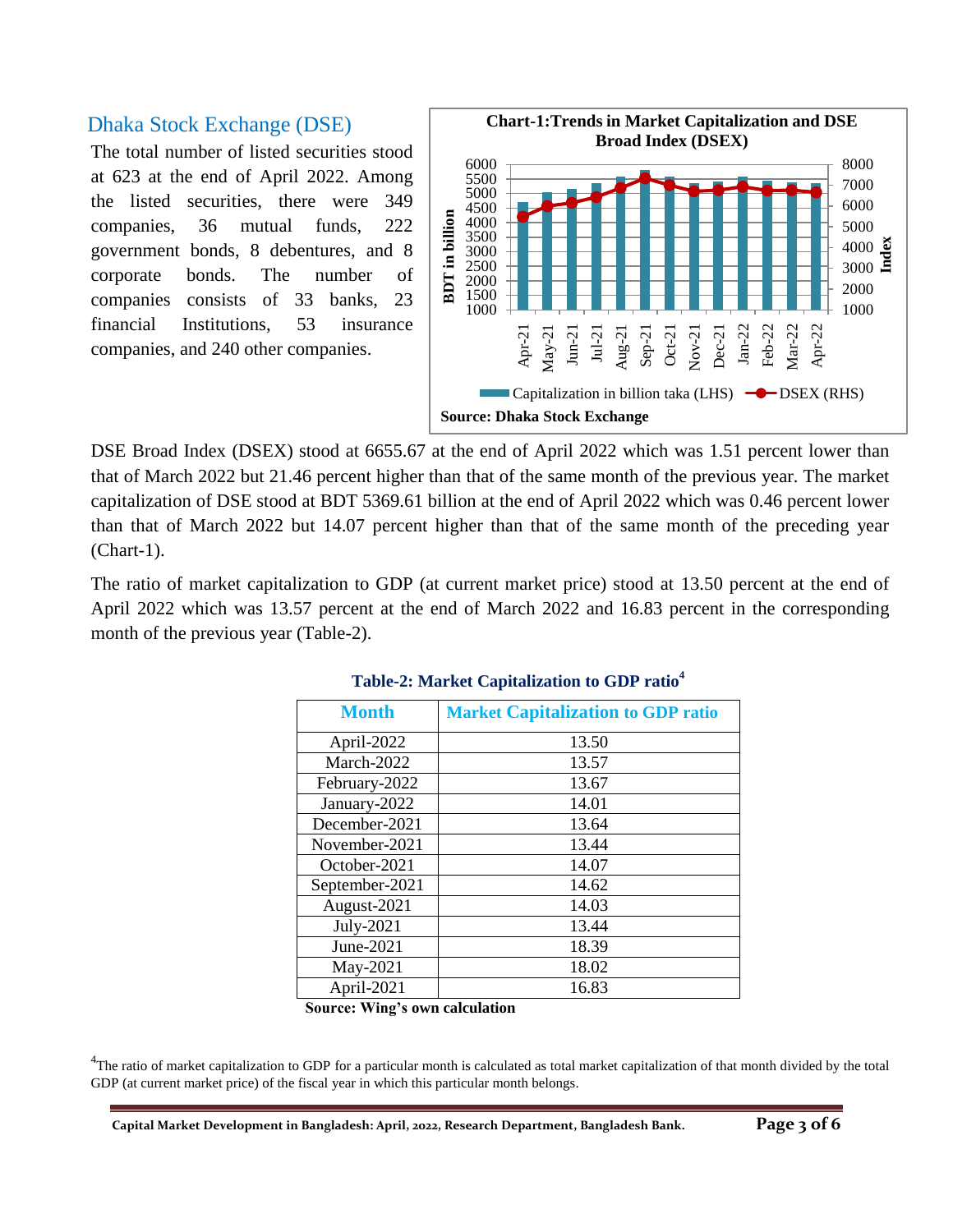## Dhaka Stock Exchange (DSE)

The total number of listed securities stood at 623 at the end of April 2022. Among the listed securities, there were 349 companies, 36 mutual funds, 222 government bonds, 8 debentures, and 8 corporate bonds. The number of companies consists of 33 banks, 23 financial Institutions, 53 insurance companies, and 240 other companies.

**Chart-1:Trends in Market Capitalization and DSE Broad Index (DSEX)**

**Source: Dhaka Stock Exchange**

DSE Broad Index (DSEX) stood at 6655.67 at the end of April 2022 which was 1.51 percent lower than that of March 2022 but 21.46 percent higher than that of the same month of the previous year. The market capitalization of DSE stood at BDT 5369.61 billion at the end of April 2022 which was 0.46 percent lower than that of March 2022 but 14.07 percent higher than that of the same month of the preceding year (Chart-1).

The ratio of market capitalization to GDP (at current market price) stood at 13.50 percent at the end of April 2022 which was 13.57 percent at the end of March 2022 and 16.83 percent in the corresponding month of the previous year (Table-2).

**Table-2: Market Capitalization to GDP ratio[4]**

| Month | Market Capitalization to GDP ratio |
|---|---|
| April-2022 | 13.50 |
| March-2022 | 13.57 |
| February-2022 | 13.67 |
| January-2022 | 14.01 |
| December-2021 | 13.64 |
| November-2021 | 13.44 |
| October-2021 | 14.07 |
| September-2021 | 14.62 |
| August-2021 | 14.03 |
| July-2021 | 13.44 |
| June-2021 | 18.39 |
| May-2021 | 18.02 |
| April-2021 | 16.83 |

**Source: Wing's own calculation**

[4]The ratio of market capitalization to GDP for a particular month is calculated as total market capitalization of that month divided by the total GDP (at current market price) of the fiscal year in which this particular month belongs.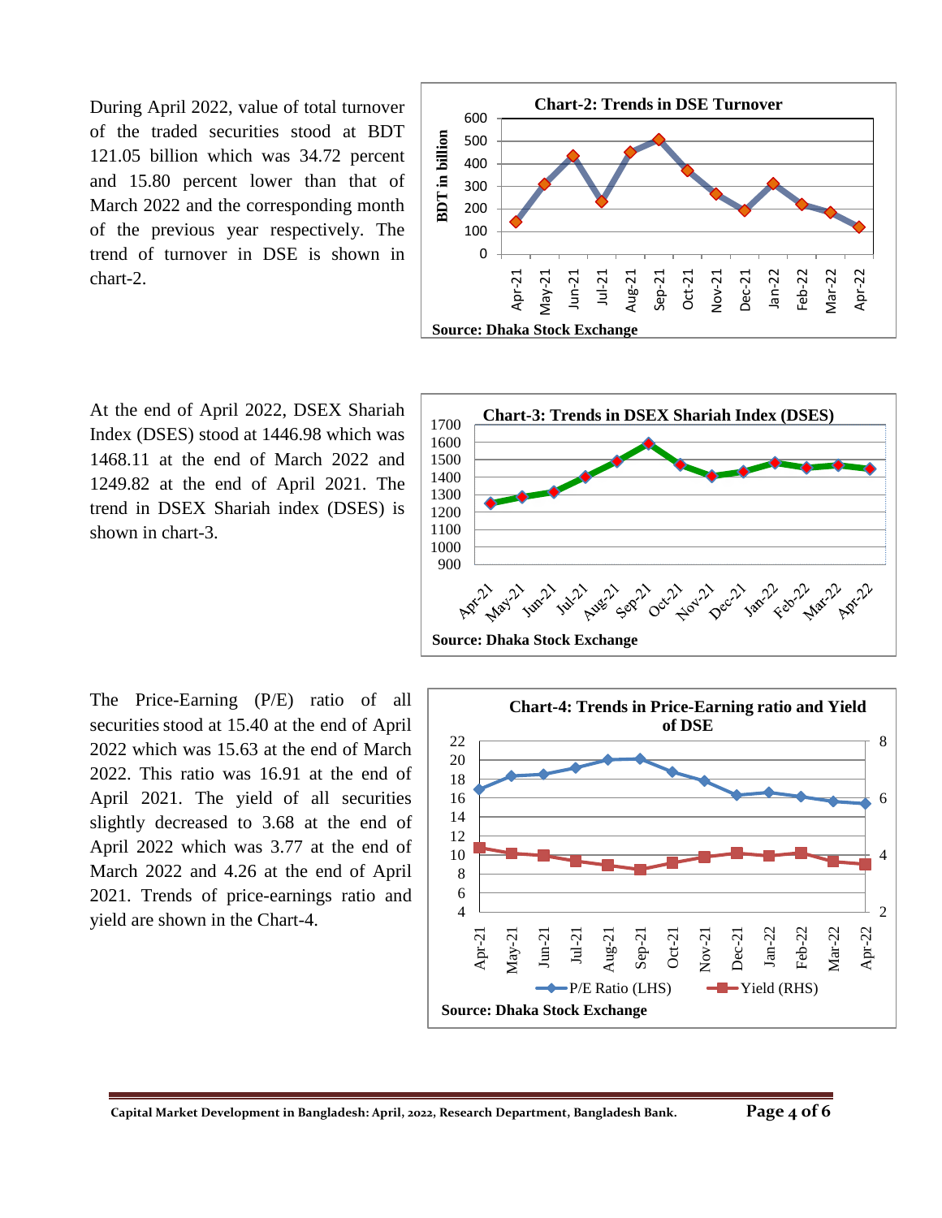During April 2022, value of total turnover of the traded securities stood at BDT 121.05 billion which was 34.72 percent and 15.80 percent lower than that of March 2022 and the corresponding month of the previous year respectively. The trend of turnover in DSE is shown in chart-2.

**Chart-2: Trends in DSE Turnover**

Source: Dhaka Stock Exchange

At the end of April 2022, DSEX Shariah Index (DSES) stood at 1446.98 which was 1468.11 at the end of March 2022 and 1249.82 at the end of April 2021. The trend in DSEX Shariah index (DSES) is shown in chart-3.

**Chart-3: Trends in DSEX Shariah Index (DSES)**

Source: Dhaka Stock Exchange

The Price-Earning (P/E) ratio of all securities stood at 15.40 at the end of April 2022 which was 15.63 at the end of March 2022. This ratio was 16.91 at the end of April 2021. The yield of all securities slightly decreased to 3.68 at the end of April 2022 which was 3.77 at the end of March 2022 and 4.26 at the end of April 2021. Trends of price-earnings ratio and yield are shown in the Chart-4.

**Chart-4: Trends in Price-Earning ratio and Yield of DSE**

Source: Dhaka Stock Exchange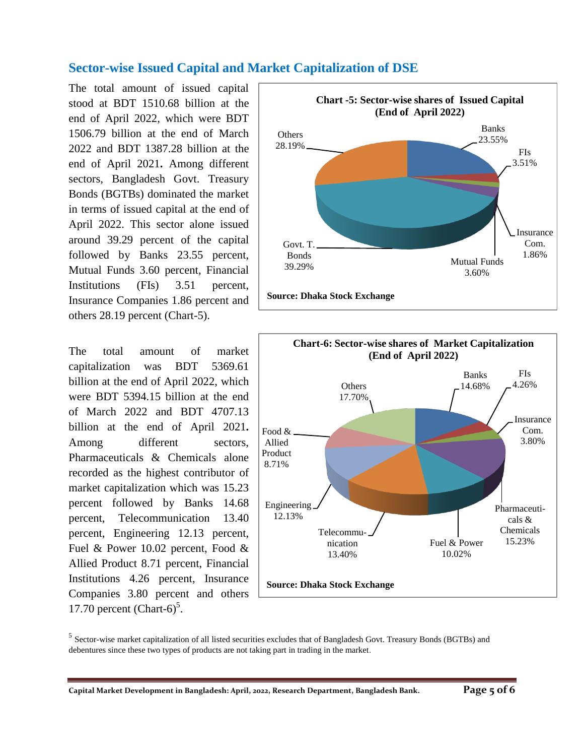## Sector-wise Issued Capital and Market Capitalization of DSE

The total amount of issued capital stood at BDT 1510.68 billion at the end of April 2022, which were BDT 1506.79 billion at the end of March 2022 and BDT 1387.28 billion at the end of April 2021**.** Among different sectors, Bangladesh Govt. Treasury Bonds (BGTBs) dominated the market in terms of issued capital at the end of April 2022. This sector alone issued around 39.29 percent of the capital followed by Banks 23.55 percent, Mutual Funds 3.60 percent, Financial Institutions (FIs) 3.51 percent, Insurance Companies 1.86 percent and others 28.19 percent (Chart-5).

**Chart -5: Sector-wise shares of Issued Capital (End of April 2022)**

| Sector | Share |
|---|---|
| Banks | 23.55% |
| FIs | 3.51% |
| Insurance Com. | 1.86% |
| Mutual Funds | 3.60% |
| Govt. T. Bonds | 39.29% |
| Others | 28.19% |

**Source: Dhaka Stock Exchange**

The total amount of market capitalization was BDT 5369.61 billion at the end of April 2022, which were BDT 5394.15 billion at the end of March 2022 and BDT 4707.13 billion at the end of April 2021**.** Among different sectors, Pharmaceuticals & Chemicals alone recorded as the highest contributor of market capitalization which was 15.23 percent followed by Banks 14.68 percent, Telecommunication 13.40 percent, Engineering 12.13 percent, Fuel & Power 10.02 percent, Food & Allied Product 8.71 percent, Financial Institutions 4.26 percent, Insurance Companies 3.80 percent and others 17.70 percent (Chart-6)[5].

**Chart-6: Sector-wise shares of Market Capitalization (End of April 2022)**

| Sector | Share |
|---|---|
| Banks | 14.68% |
| FIs | 4.26% |
| Insurance Com. | 3.80% |
| Pharmaceuticals & Chemicals | 15.23% |
| Fuel & Power | 10.02% |
| Telecommunication | 13.40% |
| Engineering | 12.13% |
| Food & Allied Product | 8.71% |
| Others | 17.70% |

**Source: Dhaka Stock Exchange**

[5] Sector-wise market capitalization of all listed securities excludes that of Bangladesh Govt. Treasury Bonds (BGTBs) and debentures since these two types of products are not taking part in trading in the market.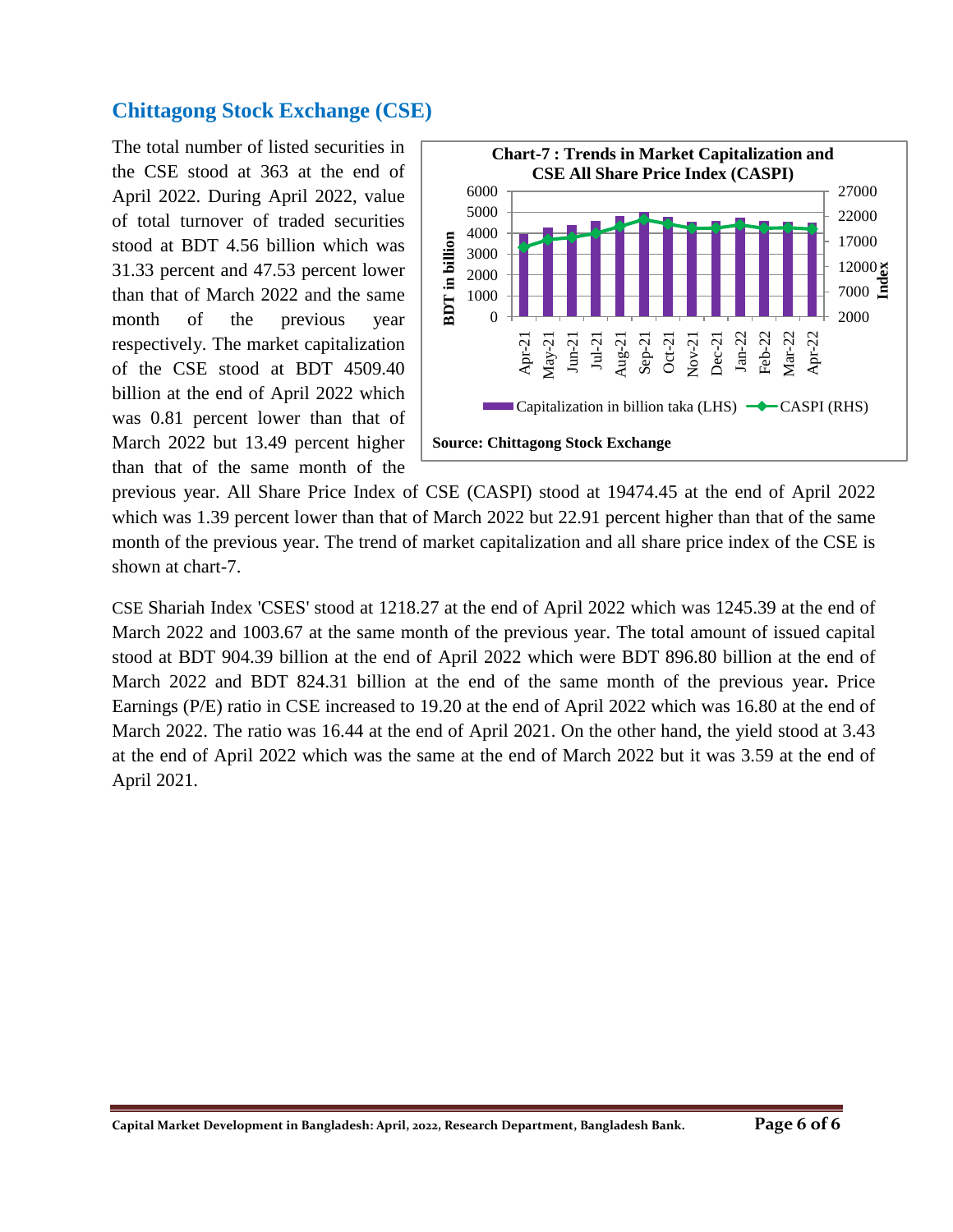## Chittagong Stock Exchange (CSE)

The total number of listed securities in the CSE stood at 363 at the end of April 2022. During April 2022, value of total turnover of traded securities stood at BDT 4.56 billion which was 31.33 percent and 47.53 percent lower than that of March 2022 and the same month of the previous year respectively. The market capitalization of the CSE stood at BDT 4509.40 billion at the end of April 2022 which was 0.81 percent lower than that of March 2022 but 13.49 percent higher than that of the same month of the previous year. All Share Price Index of CSE (CASPI) stood at 19474.45 at the end of April 2022 which was 1.39 percent lower than that of March 2022 but 22.91 percent higher than that of the same month of the previous year. The trend of market capitalization and all share price index of the CSE is shown at chart-7.

**Chart-7 : Trends in Market Capitalization and CSE All Share Price Index (CASPI)**

BDT in billion

6000
5000
4000
3000
2000
1000
0

Index

27000
22000
17000
12000
7000
2000

Apr-21 May-21 Jun-21 Jul-21 Aug-21 Sep-21 Oct-21 Nov-21 Dec-21 Jan-22 Feb-22 Mar-22 Apr-22

Capitalization in billion taka (LHS) — CASPI (RHS)

**Source: Chittagong Stock Exchange**

CSE Shariah Index 'CSES' stood at 1218.27 at the end of April 2022 which was 1245.39 at the end of March 2022 and 1003.67 at the same month of the previous year. The total amount of issued capital stood at BDT 904.39 billion at the end of April 2022 which were BDT 896.80 billion at the end of March 2022 and BDT 824.31 billion at the end of the same month of the previous year**.** Price Earnings (P/E) ratio in CSE increased to 19.20 at the end of April 2022 which was 16.80 at the end of March 2022. The ratio was 16.44 at the end of April 2021. On the other hand, the yield stood at 3.43 at the end of April 2022 which was the same at the end of March 2022 but it was 3.59 at the end of April 2021.